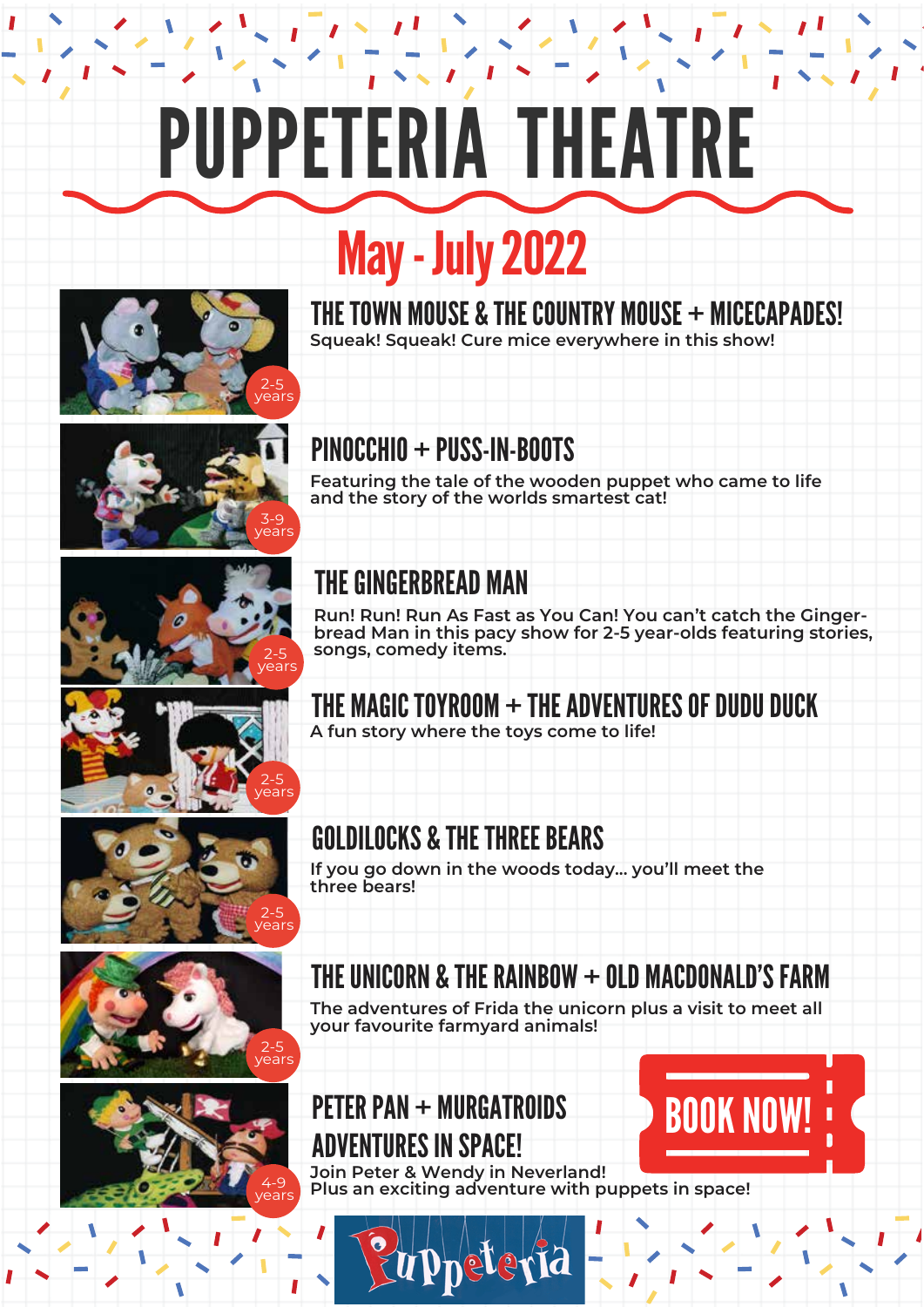# PUPPETERIA THEATRE

## May - July 2022

2-5 years

### THE TOWN MOUSE & THE COUNTRY MOUSE + MICECAPADES!

Squeak! Squeak! Cure mice everywhere in this show!

3-9 years

### PINOCCHIO + PUSS-IN-BOOTS

Featuring the tale of the wooden puppet who came to life and the story of the worlds smartest cat!

2-5 years

### THE GINGERBREAD MAN

Run! Run! Run As Fast as You Can! You can't catch the Gingerbread Man in this pacy show for 2-5 year-olds featuring stories, songs, comedy items.

2-5 years

### THE MAGIC TOYROOM + THE ADVENTURES OF DUDU DUCK

A fun story where the toys come to life!

2-5 years

### GOLDILOCKS & THE THREE BEARS

If you go down in the woods today... you'll meet the three bears!

2-5 years

### THE UNICORN & THE RAINBOW + OLD MACDONALD'S FARM

The adventures of Frida the unicorn plus a visit to meet all your favourite farmyard animals!

4-9 years

### PETER PAN + MURGATROIDS ADVENTURES IN SPACE!

Join Peter & Wendy in Neverland!
Plus an exciting adventure with puppets in space!

BOOK NOW!

Puppeteria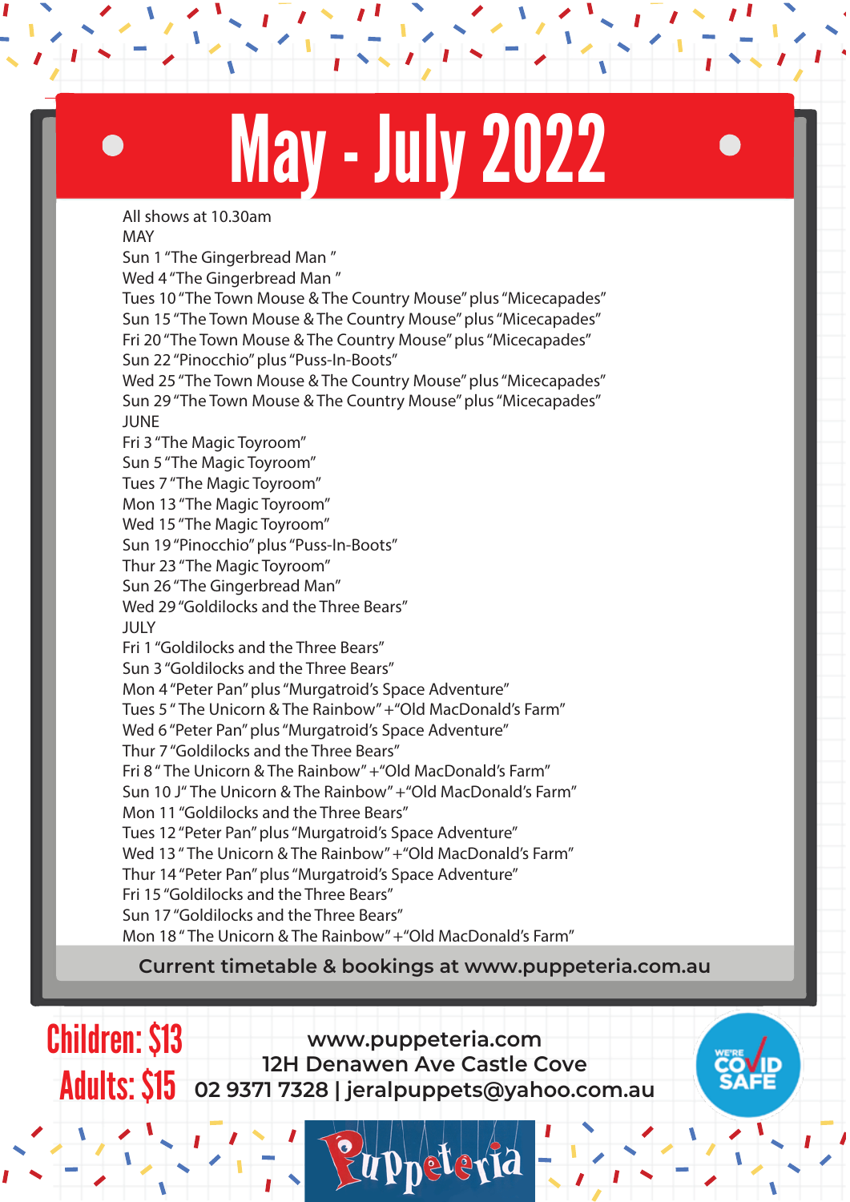# May - July 2022

All shows at 10.30am

MAY

Sun 1 "The Gingerbread Man "
Wed 4 "The Gingerbread Man "
Tues 10 "The Town Mouse & The Country Mouse" plus "Micecapades"
Sun 15 "The Town Mouse & The Country Mouse" plus "Micecapades"
Fri 20 "The Town Mouse & The Country Mouse" plus "Micecapades"
Sun 22 "Pinocchio" plus "Puss-In-Boots"
Wed 25 "The Town Mouse & The Country Mouse" plus "Micecapades"
Sun 29 "The Town Mouse & The Country Mouse" plus "Micecapades"

JUNE

Fri 3 "The Magic Toyroom"
Sun 5 "The Magic Toyroom"
Tues 7 "The Magic Toyroom"
Mon 13 "The Magic Toyroom"
Wed 15 "The Magic Toyroom"
Sun 19 "Pinocchio" plus "Puss-In-Boots"
Thur 23 "The Magic Toyroom"
Sun 26 "The Gingerbread Man"
Wed 29 "Goldilocks and the Three Bears"

JULY

Fri 1 "Goldilocks and the Three Bears"
Sun 3 "Goldilocks and the Three Bears"
Mon 4 "Peter Pan" plus "Murgatroid's Space Adventure"
Tues 5 " The Unicorn & The Rainbow" +"Old MacDonald's Farm"
Wed 6 "Peter Pan" plus "Murgatroid's Space Adventure"
Thur 7 "Goldilocks and the Three Bears"
Fri 8 " The Unicorn & The Rainbow" +"Old MacDonald's Farm"
Sun 10 J" The Unicorn & The Rainbow" +"Old MacDonald's Farm"
Mon 11 "Goldilocks and the Three Bears"
Tues 12 "Peter Pan" plus "Murgatroid's Space Adventure"
Wed 13 " The Unicorn & The Rainbow" +"Old MacDonald's Farm"
Thur 14 "Peter Pan" plus "Murgatroid's Space Adventure"
Fri 15 "Goldilocks and the Three Bears"
Sun 17 "Goldilocks and the Three Bears"
Mon 18 " The Unicorn & The Rainbow" +"Old MacDonald's Farm"

**Current timetable & bookings at www.puppeteria.com.au**

**Children: $13**
**Adults: $15**

**www.puppeteria.com**
**12H Denawen Ave Castle Cove**
**02 9371 7328 | jeralpuppets@yahoo.com.au**

WE'RE COVID SAFE

Puppeteria